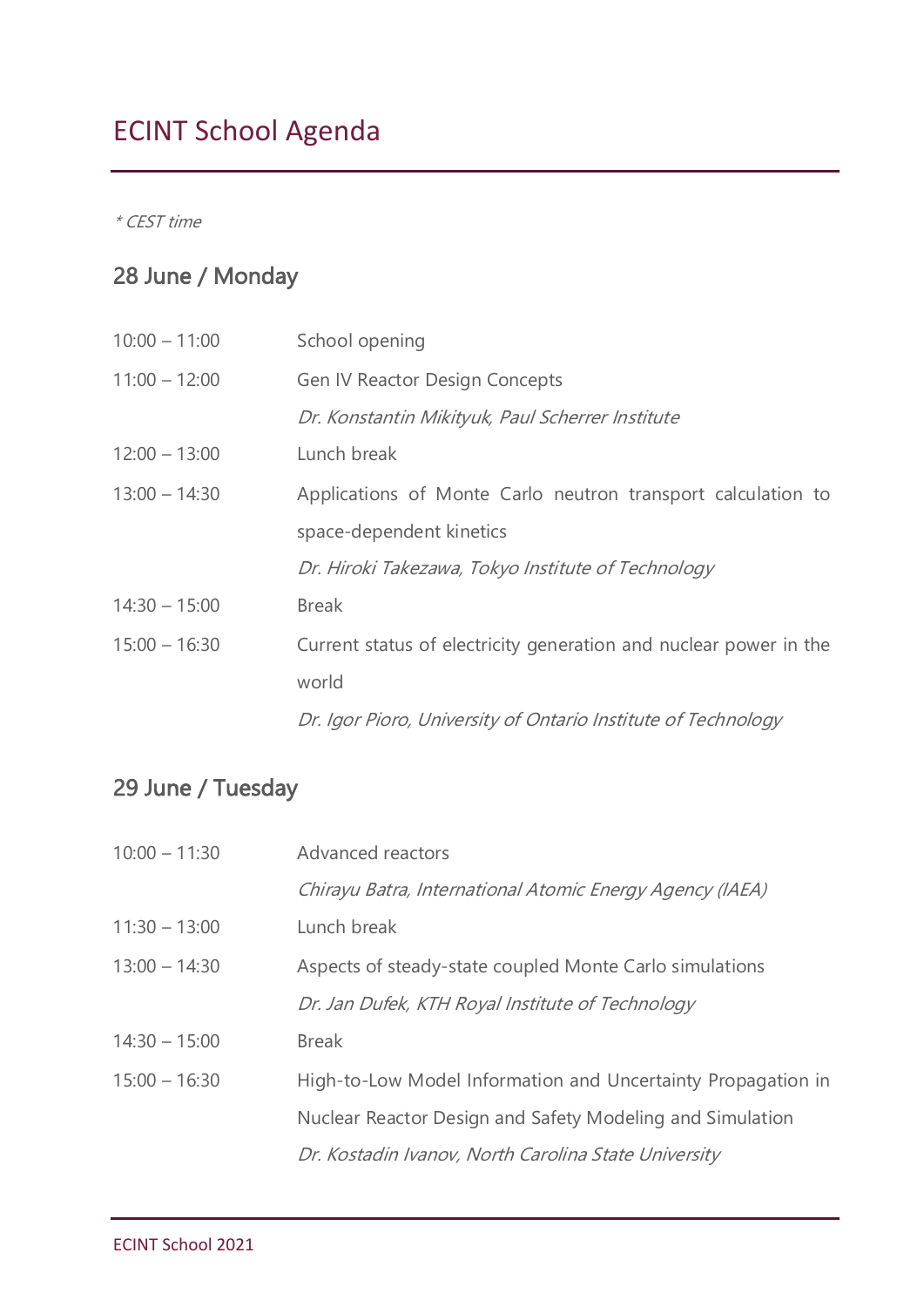# ECINT School Agenda

*\* CEST time*

## 28 June / Monday

| | |
|---|---|
| 10:00 – 11:00 | School opening |
| 11:00 – 12:00 | Gen IV Reactor Design Concepts<br>*Dr. Konstantin Mikityuk, Paul Scherrer Institute* |
| 12:00 – 13:00 | Lunch break |
| 13:00 – 14:30 | Applications of Monte Carlo neutron transport calculation to space-dependent kinetics<br>*Dr. Hiroki Takezawa, Tokyo Institute of Technology* |
| 14:30 – 15:00 | Break |
| 15:00 – 16:30 | Current status of electricity generation and nuclear power in the world<br>*Dr. Igor Pioro, University of Ontario Institute of Technology* |

## 29 June / Tuesday

| | |
|---|---|
| 10:00 – 11:30 | Advanced reactors<br>*Chirayu Batra, International Atomic Energy Agency (IAEA)* |
| 11:30 – 13:00 | Lunch break |
| 13:00 – 14:30 | Aspects of steady-state coupled Monte Carlo simulations<br>*Dr. Jan Dufek, KTH Royal Institute of Technology* |
| 14:30 – 15:00 | Break |
| 15:00 – 16:30 | High-to-Low Model Information and Uncertainty Propagation in Nuclear Reactor Design and Safety Modeling and Simulation<br>*Dr. Kostadin Ivanov, North Carolina State University* |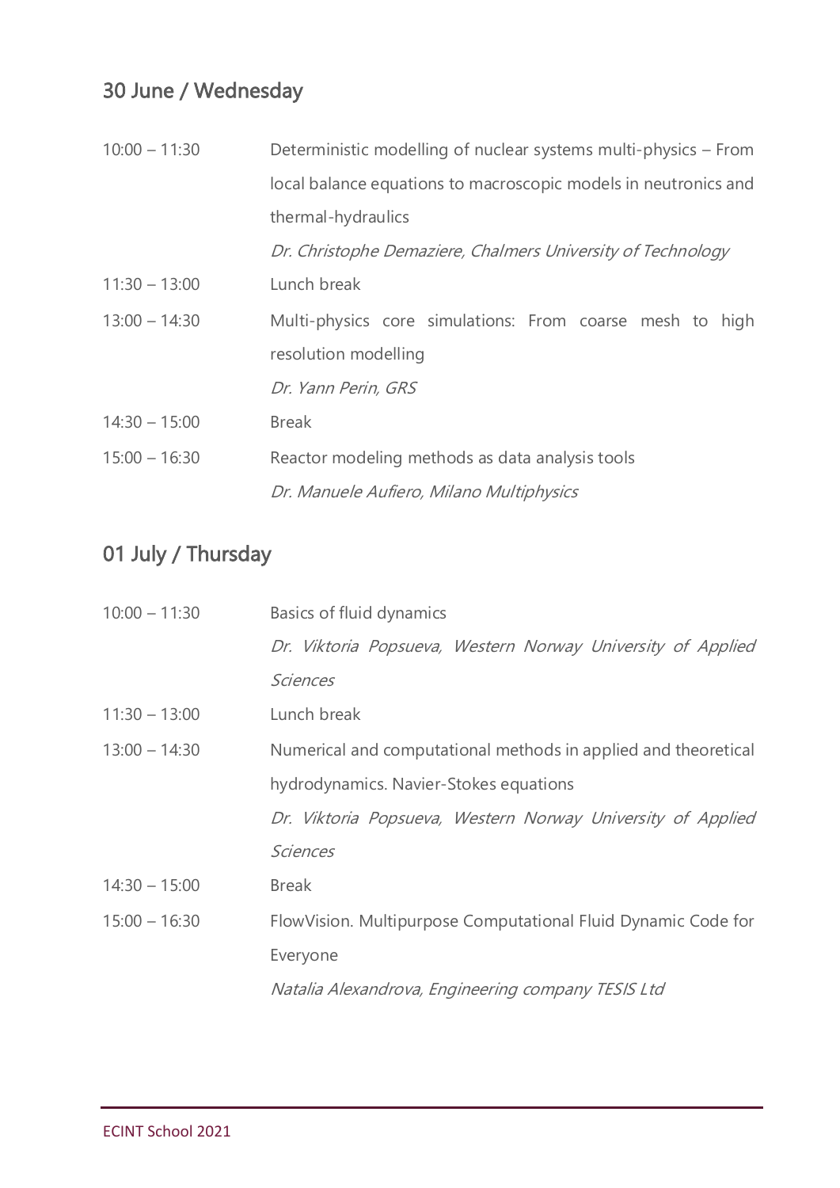## 30 June / Wednesday

| | |
|---|---|
| 10:00 – 11:30 | Deterministic modelling of nuclear systems multi-physics – From local balance equations to macroscopic models in neutronics and thermal-hydraulics<br>*Dr. Christophe Demaziere, Chalmers University of Technology* |
| 11:30 – 13:00 | Lunch break |
| 13:00 – 14:30 | Multi-physics core simulations: From coarse mesh to high resolution modelling<br>*Dr. Yann Perin, GRS* |
| 14:30 – 15:00 | Break |
| 15:00 – 16:30 | Reactor modeling methods as data analysis tools<br>*Dr. Manuele Aufiero, Milano Multiphysics* |

## 01 July / Thursday

| | |
|---|---|
| 10:00 – 11:30 | Basics of fluid dynamics<br>*Dr. Viktoria Popsueva, Western Norway University of Applied Sciences* |
| 11:30 – 13:00 | Lunch break |
| 13:00 – 14:30 | Numerical and computational methods in applied and theoretical hydrodynamics. Navier-Stokes equations<br>*Dr. Viktoria Popsueva, Western Norway University of Applied Sciences* |
| 14:30 – 15:00 | Break |
| 15:00 – 16:30 | FlowVision. Multipurpose Computational Fluid Dynamic Code for Everyone<br>*Natalia Alexandrova, Engineering company TESIS Ltd* |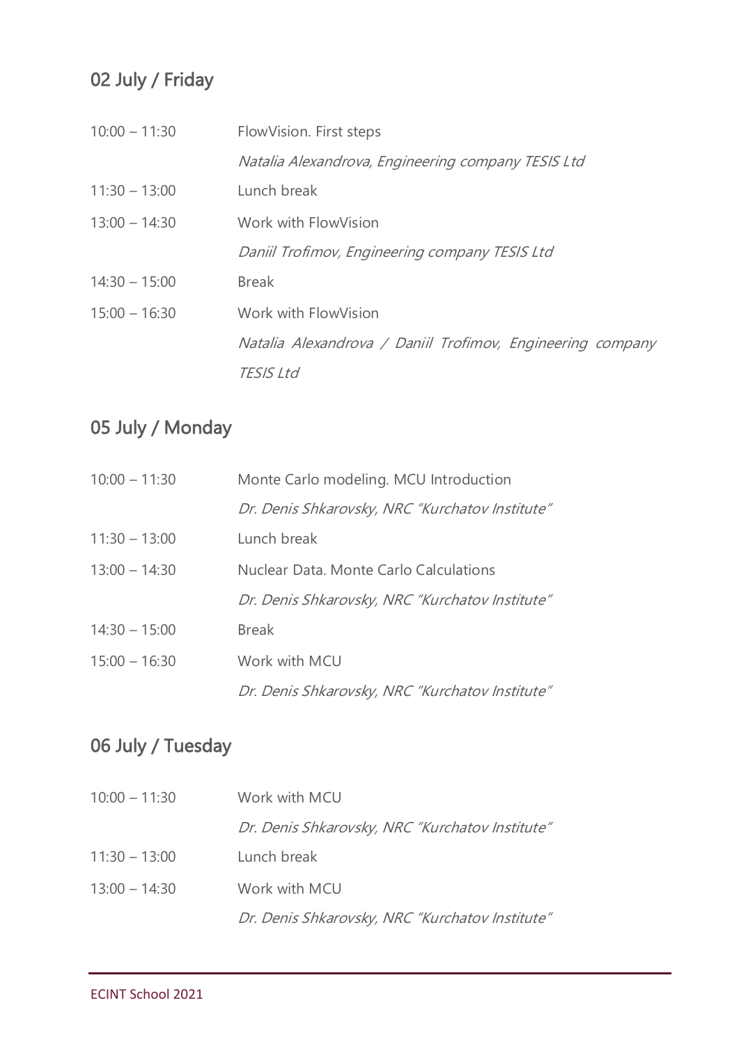## 02 July / Friday

| | |
|---|---|
| 10:00 – 11:30 | FlowVision. First steps<br>*Natalia Alexandrova, Engineering company TESIS Ltd* |
| 11:30 – 13:00 | Lunch break |
| 13:00 – 14:30 | Work with FlowVision<br>*Daniil Trofimov, Engineering company TESIS Ltd* |
| 14:30 – 15:00 | Break |
| 15:00 – 16:30 | Work with FlowVision<br>*Natalia Alexandrova / Daniil Trofimov, Engineering company TESIS Ltd* |

## 05 July / Monday

| | |
|---|---|
| 10:00 – 11:30 | Monte Carlo modeling. MCU Introduction<br>*Dr. Denis Shkarovsky, NRC "Kurchatov Institute"* |
| 11:30 – 13:00 | Lunch break |
| 13:00 – 14:30 | Nuclear Data. Monte Carlo Calculations<br>*Dr. Denis Shkarovsky, NRC "Kurchatov Institute"* |
| 14:30 – 15:00 | Break |
| 15:00 – 16:30 | Work with MCU<br>*Dr. Denis Shkarovsky, NRC "Kurchatov Institute"* |

## 06 July / Tuesday

| | |
|---|---|
| 10:00 – 11:30 | Work with MCU<br>*Dr. Denis Shkarovsky, NRC "Kurchatov Institute"* |
| 11:30 – 13:00 | Lunch break |
| 13:00 – 14:30 | Work with MCU<br>*Dr. Denis Shkarovsky, NRC "Kurchatov Institute"* |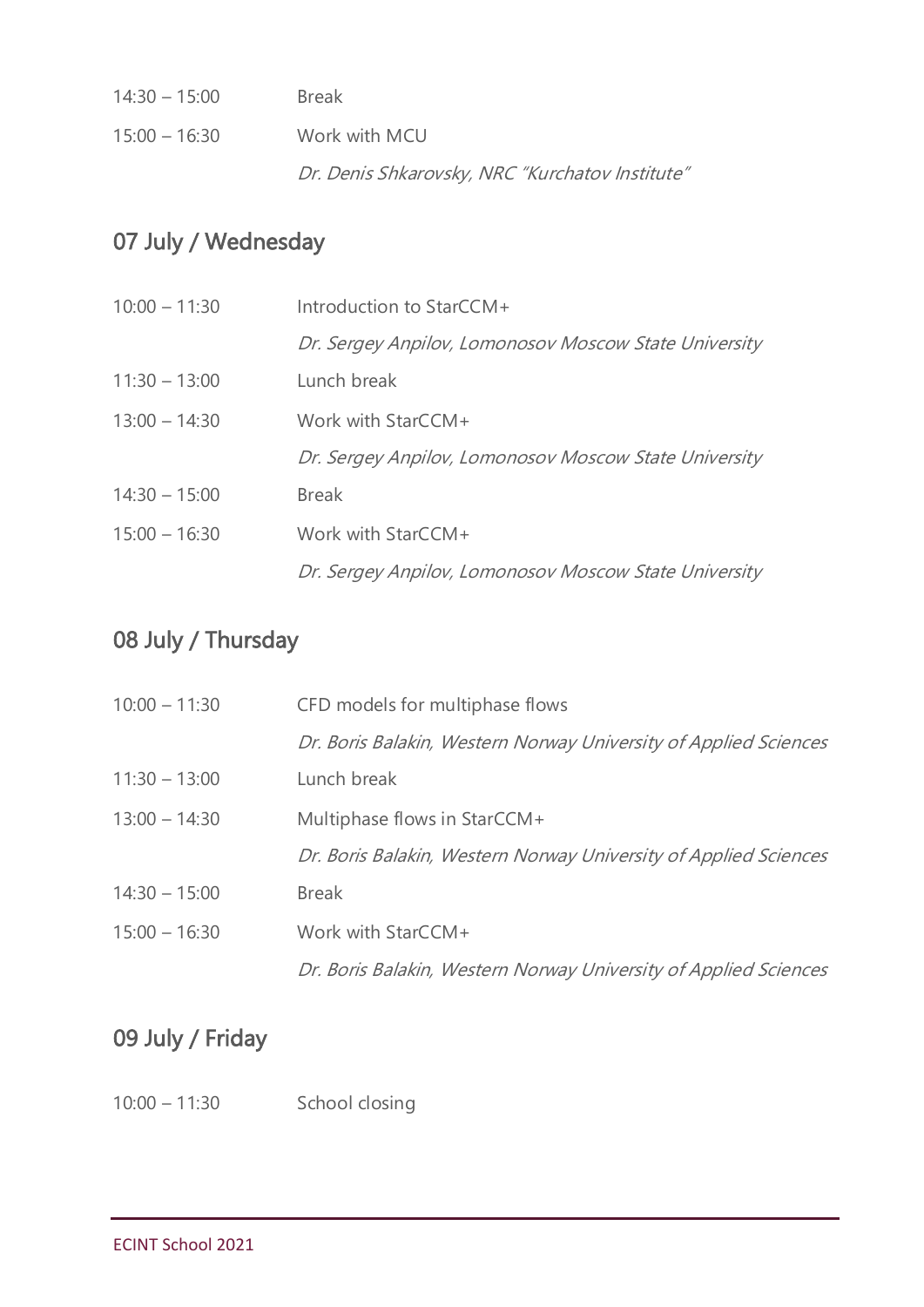| | |
|---|---|
| 14:30 – 15:00 | Break |
| 15:00 – 16:30 | Work with MCU |
| | *Dr. Denis Shkarovsky, NRC "Kurchatov Institute"* |

## 07 July / Wednesday

| | |
|---|---|
| 10:00 – 11:30 | Introduction to StarCCM+ |
| | *Dr. Sergey Anpilov, Lomonosov Moscow State University* |
| 11:30 – 13:00 | Lunch break |
| 13:00 – 14:30 | Work with StarCCM+ |
| | *Dr. Sergey Anpilov, Lomonosov Moscow State University* |
| 14:30 – 15:00 | Break |
| 15:00 – 16:30 | Work with StarCCM+ |
| | *Dr. Sergey Anpilov, Lomonosov Moscow State University* |

## 08 July / Thursday

| | |
|---|---|
| 10:00 – 11:30 | CFD models for multiphase flows |
| | *Dr. Boris Balakin, Western Norway University of Applied Sciences* |
| 11:30 – 13:00 | Lunch break |
| 13:00 – 14:30 | Multiphase flows in StarCCM+ |
| | *Dr. Boris Balakin, Western Norway University of Applied Sciences* |
| 14:30 – 15:00 | Break |
| 15:00 – 16:30 | Work with StarCCM+ |
| | *Dr. Boris Balakin, Western Norway University of Applied Sciences* |

## 09 July / Friday

| | |
|---|---|
| 10:00 – 11:30 | School closing |